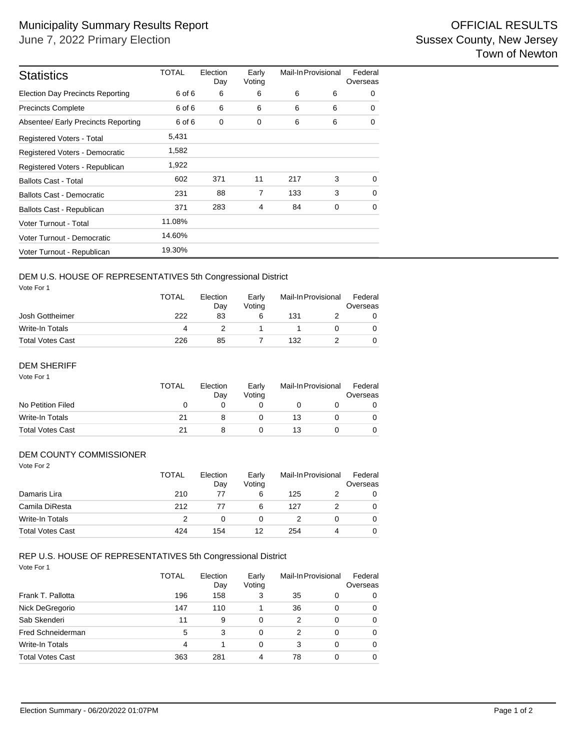# Municipality Summary Results Report

June 7, 2022 Primary Election

OFFICIAL RESULTS
Sussex County, New Jersey
Town of Newton

| Statistics | TOTAL | Election Day | Early Voting | Mail-In | Provisional | Federal Overseas |
|---|---|---|---|---|---|---|
| Election Day Precincts Reporting | 6 of 6 | 6 | 6 | 6 | 6 | 0 |
| Precincts Complete | 6 of 6 | 6 | 6 | 6 | 6 | 0 |
| Absentee/ Early Precincts Reporting | 6 of 6 | 0 | 0 | 6 | 6 | 0 |
| Registered Voters - Total | 5,431 | | | | | |
| Registered Voters - Democratic | 1,582 | | | | | |
| Registered Voters - Republican | 1,922 | | | | | |
| Ballots Cast - Total | 602 | 371 | 11 | 217 | 3 | 0 |
| Ballots Cast - Democratic | 231 | 88 | 7 | 133 | 3 | 0 |
| Ballots Cast - Republican | 371 | 283 | 4 | 84 | 0 | 0 |
| Voter Turnout - Total | 11.08% | | | | | |
| Voter Turnout - Democratic | 14.60% | | | | | |
| Voter Turnout - Republican | 19.30% | | | | | |

## DEM U.S. HOUSE OF REPRESENTATIVES 5th Congressional District

Vote For 1

| | TOTAL | Election Day | Early Voting | Mail-In | Provisional | Federal Overseas |
|---|---|---|---|---|---|---|
| Josh Gottheimer | 222 | 83 | 6 | 131 | 2 | 0 |
| Write-In Totals | 4 | 2 | 1 | 1 | 0 | 0 |
| Total Votes Cast | 226 | 85 | 7 | 132 | 2 | 0 |

## DEM SHERIFF

Vote For 1

| | TOTAL | Election Day | Early Voting | Mail-In | Provisional | Federal Overseas |
|---|---|---|---|---|---|---|
| No Petition Filed | 0 | 0 | 0 | 0 | 0 | 0 |
| Write-In Totals | 21 | 8 | 0 | 13 | 0 | 0 |
| Total Votes Cast | 21 | 8 | 0 | 13 | 0 | 0 |

## DEM COUNTY COMMISSIONER

Vote For 2

| | TOTAL | Election Day | Early Voting | Mail-In | Provisional | Federal Overseas |
|---|---|---|---|---|---|---|
| Damaris Lira | 210 | 77 | 6 | 125 | 2 | 0 |
| Camila DiResta | 212 | 77 | 6 | 127 | 2 | 0 |
| Write-In Totals | 2 | 0 | 0 | 2 | 0 | 0 |
| Total Votes Cast | 424 | 154 | 12 | 254 | 4 | 0 |

## REP U.S. HOUSE OF REPRESENTATIVES 5th Congressional District

Vote For 1

| | TOTAL | Election Day | Early Voting | Mail-In | Provisional | Federal Overseas |
|---|---|---|---|---|---|---|
| Frank T. Pallotta | 196 | 158 | 3 | 35 | 0 | 0 |
| Nick DeGregorio | 147 | 110 | 1 | 36 | 0 | 0 |
| Sab Skenderi | 11 | 9 | 0 | 2 | 0 | 0 |
| Fred Schneiderman | 5 | 3 | 0 | 2 | 0 | 0 |
| Write-In Totals | 4 | 1 | 0 | 3 | 0 | 0 |
| Total Votes Cast | 363 | 281 | 4 | 78 | 0 | 0 |

Election Summary - 06/20/2022 01:07PM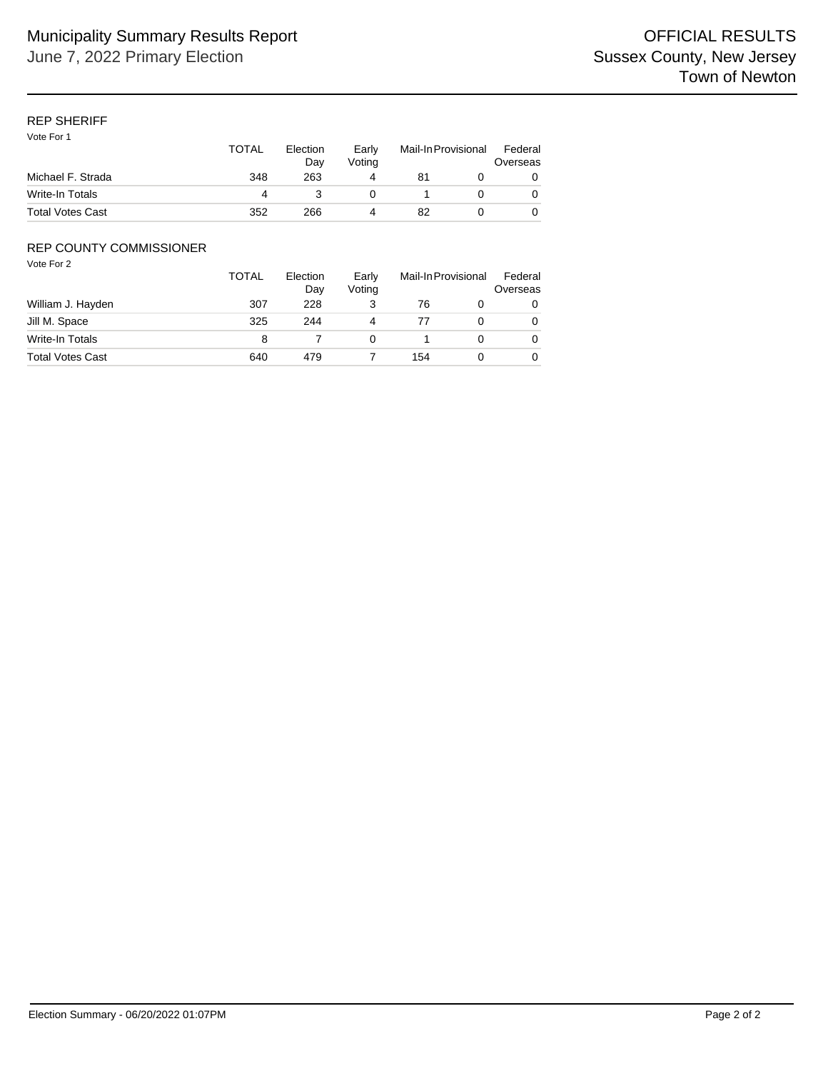## REP SHERIFF

Vote For 1

| | TOTAL | Election Day | Early Voting | Mail-In | Provisional | Federal Overseas |
|---|---|---|---|---|---|---|
| Michael F. Strada | 348 | 263 | 4 | 81 | 0 | 0 |
| Write-In Totals | 4 | 3 | 0 | 1 | 0 | 0 |
| Total Votes Cast | 352 | 266 | 4 | 82 | 0 | 0 |

## REP COUNTY COMMISSIONER

Vote For 2

| | TOTAL | Election Day | Early Voting | Mail-In | Provisional | Federal Overseas |
|---|---|---|---|---|---|---|
| William J. Hayden | 307 | 228 | 3 | 76 | 0 | 0 |
| Jill M. Space | 325 | 244 | 4 | 77 | 0 | 0 |
| Write-In Totals | 8 | 7 | 0 | 1 | 0 | 0 |
| Total Votes Cast | 640 | 479 | 7 | 154 | 0 | 0 |